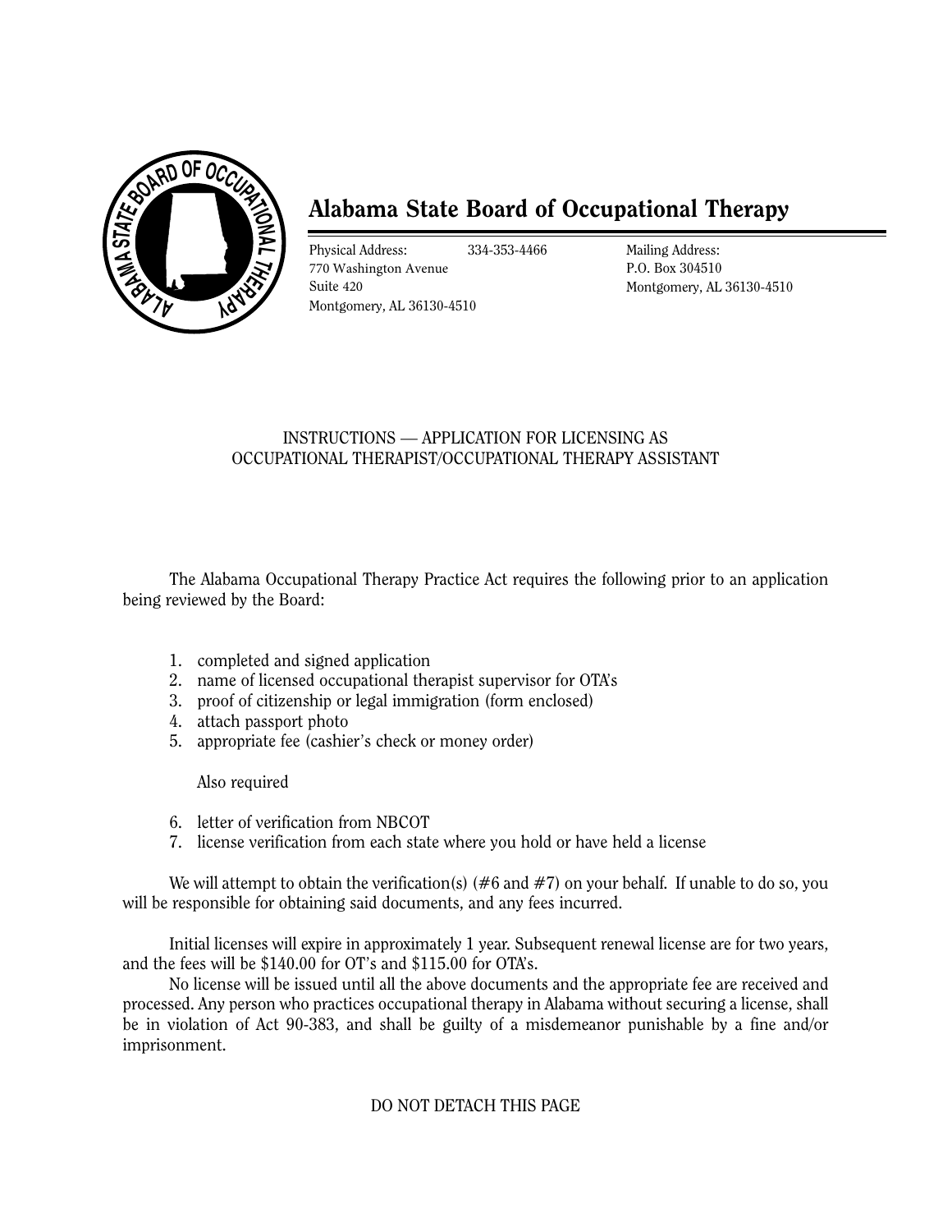# Alabama State Board of Occupational Therapy

Physical Address:
770 Washington Avenue
Suite 420
Montgomery, AL 36130-4510

334-353-4466

Mailing Address:
P.O. Box 304510
Montgomery, AL 36130-4510

## INSTRUCTIONS — APPLICATION FOR LICENSING AS OCCUPATIONAL THERAPIST/OCCUPATIONAL THERAPY ASSISTANT

The Alabama Occupational Therapy Practice Act requires the following prior to an application being reviewed by the Board:

1. completed and signed application
2. name of licensed occupational therapist supervisor for OTA's
3. proof of citizenship or legal immigration (form enclosed)
4. attach passport photo
5. appropriate fee (cashier's check or money order)

   Also required

6. letter of verification from NBCOT
7. license verification from each state where you hold or have held a license

We will attempt to obtain the verification(s) (#6 and #7) on your behalf. If unable to do so, you will be responsible for obtaining said documents, and any fees incurred.

Initial licenses will expire in approximately 1 year. Subsequent renewal license are for two years, and the fees will be $140.00 for OT's and $115.00 for OTA's.

No license will be issued until all the above documents and the appropriate fee are received and processed. Any person who practices occupational therapy in Alabama without securing a license, shall be in violation of Act 90-383, and shall be guilty of a misdemeanor punishable by a fine and/or imprisonment.

DO NOT DETACH THIS PAGE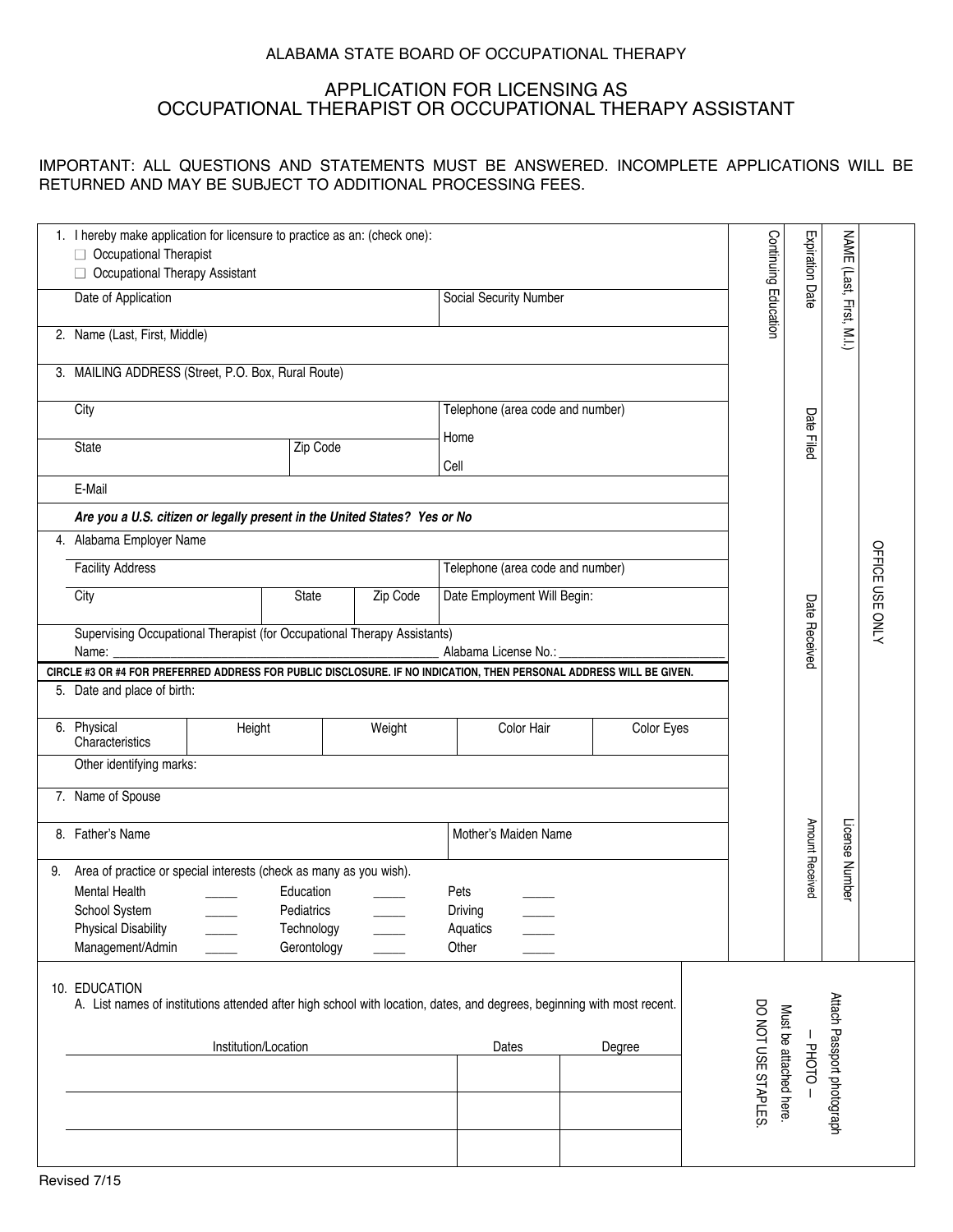ALABAMA STATE BOARD OF OCCUPATIONAL THERAPY

# APPLICATION FOR LICENSING AS OCCUPATIONAL THERAPIST OR OCCUPATIONAL THERAPY ASSISTANT

IMPORTANT: ALL QUESTIONS AND STATEMENTS MUST BE ANSWERED. INCOMPLETE APPLICATIONS WILL BE RETURNED AND MAY BE SUBJECT TO ADDITIONAL PROCESSING FEES.

1. I hereby make application for licensure to practice as an: (check one):
   - ☐ Occupational Therapist
   - ☐ Occupational Therapy Assistant

| Date of Application | Social Security Number |
|---|---|

2. Name (Last, First, Middle)

3. MAILING ADDRESS (Street, P.O. Box, Rural Route)

| City | | Telephone (area code and number) |
|---|---|---|
| | | Home |
| State | Zip Code | Cell |

E-Mail

***Are you a U.S. citizen or legally present in the United States? Yes or No***

4. Alabama Employer Name

| Facility Address | | | Telephone (area code and number) |
|---|---|---|---|
| City | State | Zip Code | Date Employment Will Begin: |

Supervising Occupational Therapist (for Occupational Therapy Assistants)

Name: \_\_\_\_\_\_\_\_\_\_\_\_\_\_\_\_\_\_\_\_\_\_\_\_\_\_\_\_ Alabama License No.: \_\_\_\_\_\_\_\_\_\_\_\_\_\_\_\_

**CIRCLE #3 OR #4 FOR PREFERRED ADDRESS FOR PUBLIC DISCLOSURE. IF NO INDICATION, THEN PERSONAL ADDRESS WILL BE GIVEN.**

5. Date and place of birth:

| 6. Physical Characteristics | Height | Weight | Color Hair | Color Eyes |
|---|---|---|---|---|

Other identifying marks:

7. Name of Spouse

| 8. Father's Name | Mother's Maiden Name |
|---|---|

9. Area of practice or special interests (check as many as you wish).

| | | | | | |
|---|---|---|---|---|---|
| Mental Health | \_\_\_\_\_ | Education | \_\_\_\_\_ | Pets | \_\_\_\_\_ |
| School System | \_\_\_\_\_ | Pediatrics | \_\_\_\_\_ | Driving | \_\_\_\_\_ |
| Physical Disability | \_\_\_\_\_ | Technology | \_\_\_\_\_ | Aquatics | \_\_\_\_\_ |
| Management/Admin | \_\_\_\_\_ | Gerontology | \_\_\_\_\_ | Other | \_\_\_\_\_ |

**OFFICE USE ONLY**

- NAME (Last, First, M.I.)
- Expiration Date
- Continuing Education
- Date Filed
- Date Received
- Amount Received
- License Number

10. EDUCATION

A. List names of institutions attended after high school with location, dates, and degrees, beginning with most recent.

| Institution/Location | Dates | Degree |
|---|---|---|
| | | |
| | | |
| | | |

Attach Passport photograph

— PHOTO —

Must be attached here.

DO NOT USE STAPLES.

Revised 7/15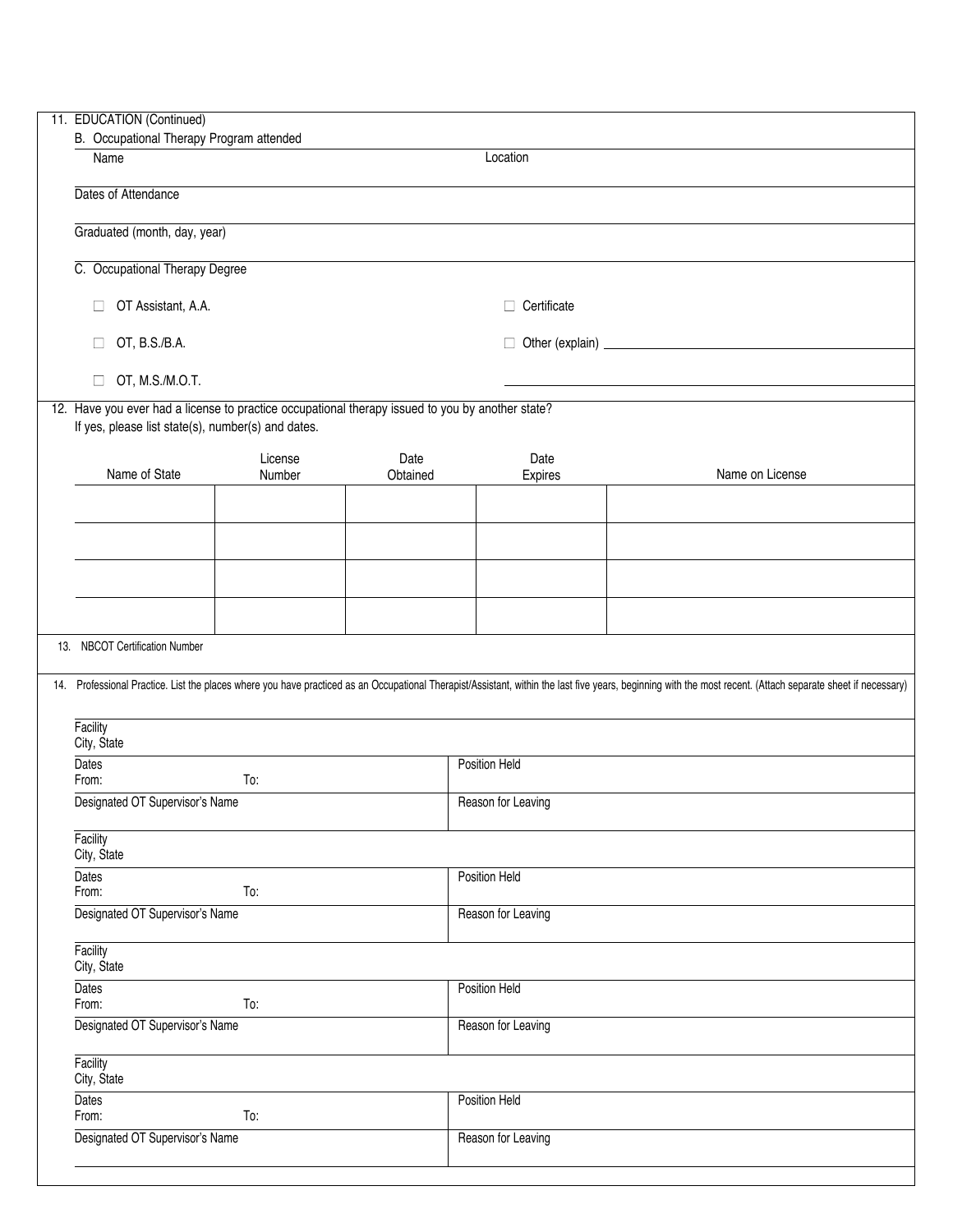11. EDUCATION (Continued)

B. Occupational Therapy Program attended

Name | Location
---|---
 | 

Dates of Attendance

Graduated (month, day, year)

C. Occupational Therapy Degree

- ☐ OT Assistant, A.A.
- ☐ Certificate
- ☐ OT, B.S./B.A.
- ☐ Other (explain) ______________________
- ☐ OT, M.S./M.O.T.

12. Have you ever had a license to practice occupational therapy issued to you by another state?
If yes, please list state(s), number(s) and dates.

| Name of State | License Number | Date Obtained | Date Expires | Name on License |
|---|---|---|---|---|
| | | | | |
| | | | | |
| | | | | |
| | | | | |

13. NBCOT Certification Number

14. Professional Practice. List the places where you have practiced as an Occupational Therapist/Assistant, within the last five years, beginning with the most recent. (Attach separate sheet if necessary)

| Facility City, State | |
|---|---|
| Dates From: To: | Position Held |
| Designated OT Supervisor's Name | Reason for Leaving |

| Facility City, State | |
|---|---|
| Dates From: To: | Position Held |
| Designated OT Supervisor's Name | Reason for Leaving |

| Facility City, State | |
|---|---|
| Dates From: To: | Position Held |
| Designated OT Supervisor's Name | Reason for Leaving |

| Facility City, State | |
|---|---|
| Dates From: To: | Position Held |
| Designated OT Supervisor's Name | Reason for Leaving |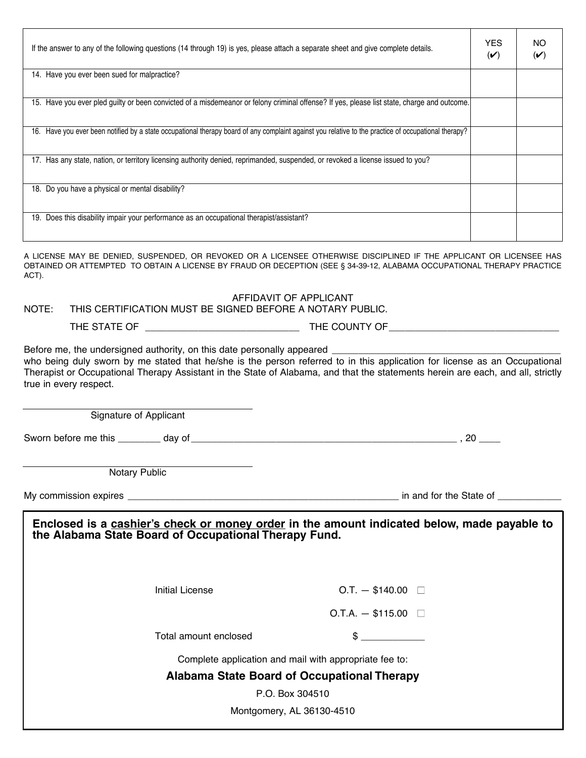| If the answer to any of the following questions (14 through 19) is yes, please attach a separate sheet and give complete details. | YES (✔) | NO (✔) |
|---|---|---|
| 14. Have you ever been sued for malpractice? | | |
| 15. Have you ever pled guilty or been convicted of a misdemeanor or felony criminal offense? If yes, please list state, charge and outcome. | | |
| 16. Have you ever been notified by a state occupational therapy board of any complaint against you relative to the practice of occupational therapy? | | |
| 17. Has any state, nation, or territory licensing authority denied, reprimanded, suspended, or revoked a license issued to you? | | |
| 18. Do you have a physical or mental disability? | | |
| 19. Does this disability impair your performance as an occupational therapist/assistant? | | |

A LICENSE MAY BE DENIED, SUSPENDED, OR REVOKED OR A LICENSEE OTHERWISE DISCIPLINED IF THE APPLICANT OR LICENSEE HAS OBTAINED OR ATTEMPTED TO OBTAIN A LICENSE BY FRAUD OR DECEPTION (SEE § 34-39-12, ALABAMA OCCUPATIONAL THERAPY PRACTICE ACT).

AFFIDAVIT OF APPLICANT

NOTE: THIS CERTIFICATION MUST BE SIGNED BEFORE A NOTARY PUBLIC.

THE STATE OF ____________________________ THE COUNTY OF ________________________________

Before me, the undersigned authority, on this date personally appeared ___________________________________________ who being duly sworn by me stated that he/she is the person referred to in this application for license as an Occupational Therapist or Occupational Therapy Assistant in the State of Alabama, and that the statements herein are each, and all, strictly true in every respect.

____________________________________
Signature of Applicant

Sworn before me this ________ day of ____________________________________________________ , 20 ____

____________________________________
Notary Public

My commission expires ____________________________________________________ in and for the State of ____________

**Enclosed is a cashier's check or money order in the amount indicated below, made payable to the Alabama State Board of Occupational Therapy Fund.**

Initial License O.T. — $140.00 ☐

O.T.A. — $115.00 ☐

Total amount enclosed $ ___________

Complete application and mail with appropriate fee to:

**Alabama State Board of Occupational Therapy**

P.O. Box 304510

Montgomery, AL 36130-4510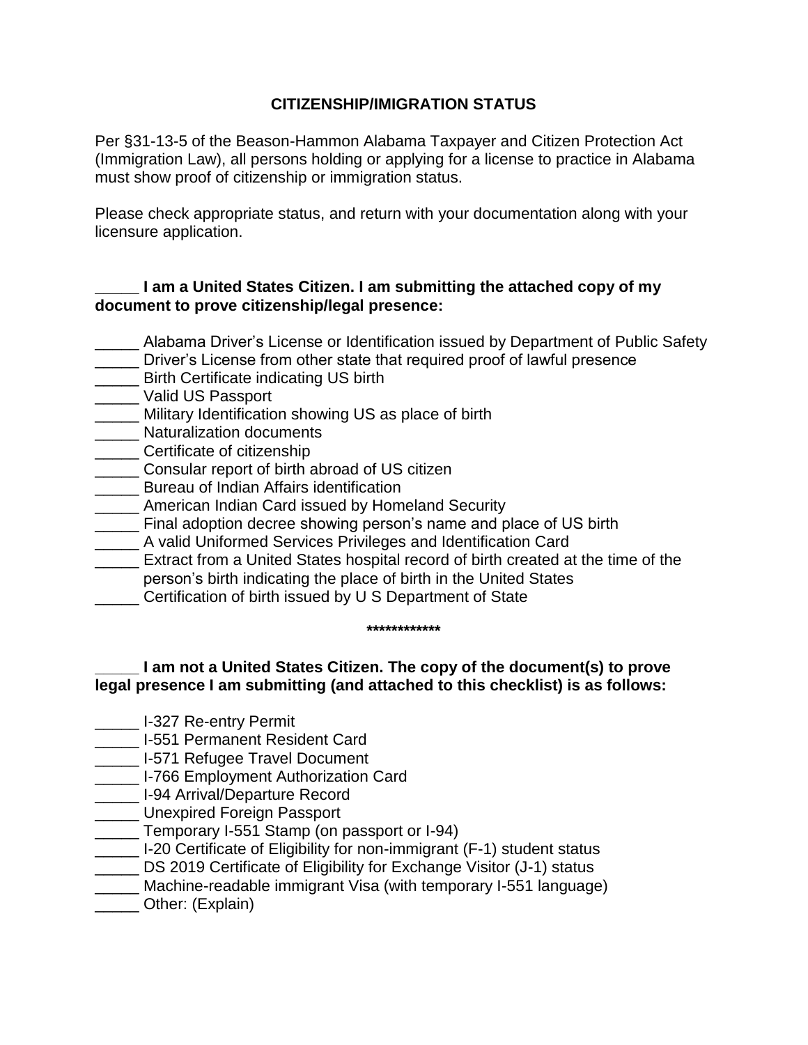## CITIZENSHIP/IMIGRATION STATUS

Per §31-13-5 of the Beason-Hammon Alabama Taxpayer and Citizen Protection Act (Immigration Law), all persons holding or applying for a license to practice in Alabama must show proof of citizenship or immigration status.

Please check appropriate status, and return with your documentation along with your licensure application.

**_____ I am a United States Citizen. I am submitting the attached copy of my document to prove citizenship/legal presence:**

_____ Alabama Driver's License or Identification issued by Department of Public Safety
_____ Driver's License from other state that required proof of lawful presence
_____ Birth Certificate indicating US birth
_____ Valid US Passport
_____ Military Identification showing US as place of birth
_____ Naturalization documents
_____ Certificate of citizenship
_____ Consular report of birth abroad of US citizen
_____ Bureau of Indian Affairs identification
_____ American Indian Card issued by Homeland Security
_____ Final adoption decree showing person's name and place of US birth
_____ A valid Uniformed Services Privileges and Identification Card
_____ Extract from a United States hospital record of birth created at the time of the person's birth indicating the place of birth in the United States
_____ Certification of birth issued by U S Department of State

************

**_____ I am not a United States Citizen. The copy of the document(s) to prove legal presence I am submitting (and attached to this checklist) is as follows:**

_____ I-327 Re-entry Permit
_____ I-551 Permanent Resident Card
_____ I-571 Refugee Travel Document
_____ I-766 Employment Authorization Card
_____ I-94 Arrival/Departure Record
_____ Unexpired Foreign Passport
_____ Temporary I-551 Stamp (on passport or I-94)
_____ I-20 Certificate of Eligibility for non-immigrant (F-1) student status
_____ DS 2019 Certificate of Eligibility for Exchange Visitor (J-1) status
_____ Machine-readable immigrant Visa (with temporary I-551 language)
_____ Other: (Explain)